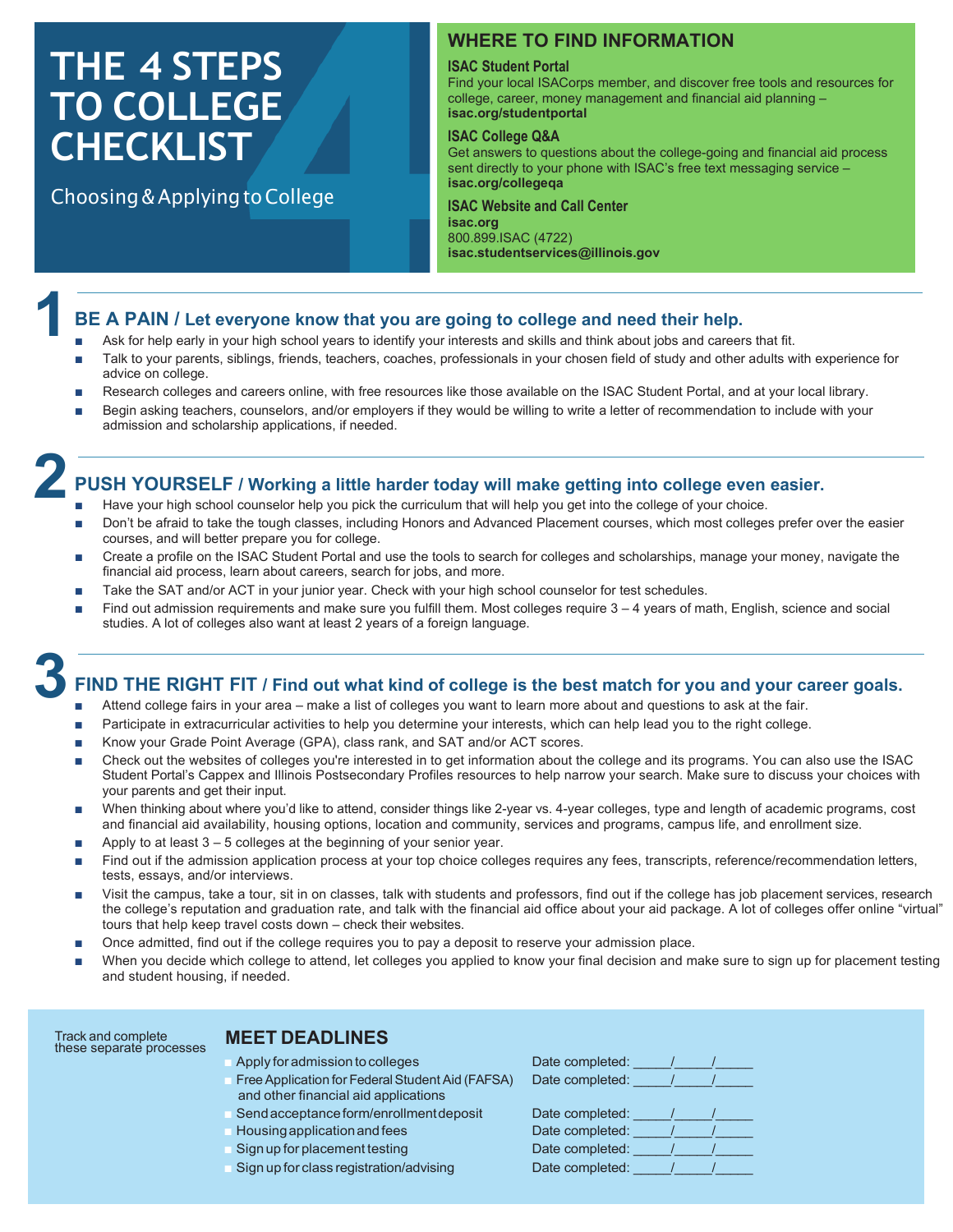# THE 4 STEPS TO COLLEGE CHECKLIST

Choosing & Applying to College

## WHERE TO FIND INFORMATION

**ISAC Student Portal**
Find your local ISACorps member, and discover free tools and resources for college, career, money management and financial aid planning – **isac.org/studentportal**

**ISAC College Q&A**
Get answers to questions about the college-going and financial aid process sent directly to your phone with ISAC's free text messaging service – **isac.org/collegeqa**

**ISAC Website and Call Center**
**isac.org**
800.899.ISAC (4722)
**isac.studentservices@illinois.gov**

## 1 BE A PAIN / Let everyone know that you are going to college and need their help.

- Ask for help early in your high school years to identify your interests and skills and think about jobs and careers that fit.
- Talk to your parents, siblings, friends, teachers, coaches, professionals in your chosen field of study and other adults with experience for advice on college.
- Research colleges and careers online, with free resources like those available on the ISAC Student Portal, and at your local library.
- Begin asking teachers, counselors, and/or employers if they would be willing to write a letter of recommendation to include with your admission and scholarship applications, if needed.

## 2 PUSH YOURSELF / Working a little harder today will make getting into college even easier.

- Have your high school counselor help you pick the curriculum that will help you get into the college of your choice.
- Don't be afraid to take the tough classes, including Honors and Advanced Placement courses, which most colleges prefer over the easier courses, and will better prepare you for college.
- Create a profile on the ISAC Student Portal and use the tools to search for colleges and scholarships, manage your money, navigate the financial aid process, learn about careers, search for jobs, and more.
- Take the SAT and/or ACT in your junior year. Check with your high school counselor for test schedules.
- Find out admission requirements and make sure you fulfill them. Most colleges require 3 – 4 years of math, English, science and social studies. A lot of colleges also want at least 2 years of a foreign language.

## 3 FIND THE RIGHT FIT / Find out what kind of college is the best match for you and your career goals.

- Attend college fairs in your area – make a list of colleges you want to learn more about and questions to ask at the fair.
- Participate in extracurricular activities to help you determine your interests, which can help lead you to the right college.
- Know your Grade Point Average (GPA), class rank, and SAT and/or ACT scores.
- Check out the websites of colleges you're interested in to get information about the college and its programs. You can also use the ISAC Student Portal's Cappex and Illinois Postsecondary Profiles resources to help narrow your search. Make sure to discuss your choices with your parents and get their input.
- When thinking about where you'd like to attend, consider things like 2-year vs. 4-year colleges, type and length of academic programs, cost and financial aid availability, housing options, location and community, services and programs, campus life, and enrollment size.
- Apply to at least 3 – 5 colleges at the beginning of your senior year.
- Find out if the admission application process at your top choice colleges requires any fees, transcripts, reference/recommendation letters, tests, essays, and/or interviews.
- Visit the campus, take a tour, sit in on classes, talk with students and professors, find out if the college has job placement services, research the college's reputation and graduation rate, and talk with the financial aid office about your aid package. A lot of colleges offer online "virtual" tours that help keep travel costs down – check their websites.
- Once admitted, find out if the college requires you to pay a deposit to reserve your admission place.
- When you decide which college to attend, let colleges you applied to know your final decision and make sure to sign up for placement testing and student housing, if needed.

## MEET DEADLINES

Track and complete these separate processes

| Process | Date completed |
|---|---|
| Apply for admission to colleges | Date completed: _____/_____/_____ |
| Free Application for Federal Student Aid (FAFSA) and other financial aid applications | Date completed: _____/_____/_____ |
| Send acceptance form/enrollment deposit | Date completed: _____/_____/_____ |
| Housing application and fees | Date completed: _____/_____/_____ |
| Sign up for placement testing | Date completed: _____/_____/_____ |
| Sign up for class registration/advising | Date completed: _____/_____/_____ |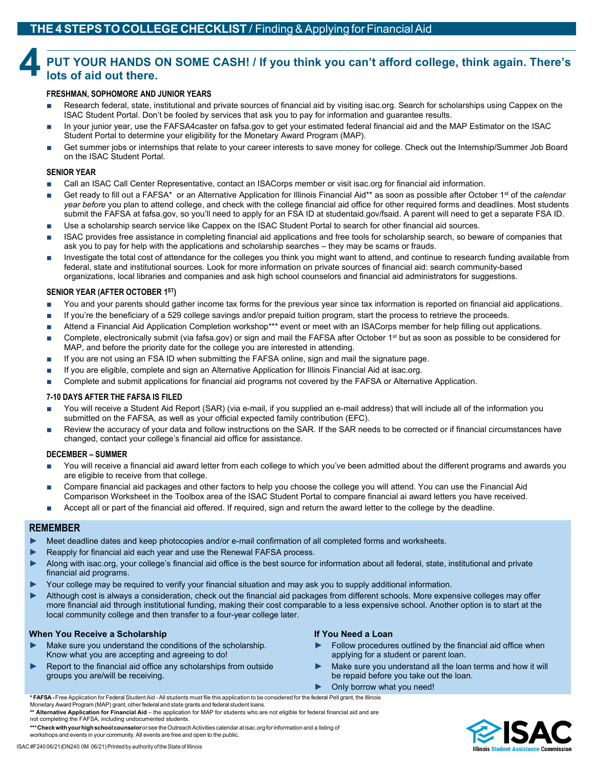## THE 4 STEPS TO COLLEGE CHECKLIST / Finding & Applying for Financial Aid

# 4 PUT YOUR HANDS ON SOME CASH! / If you think you can't afford college, think again. There's lots of aid out there.

**FRESHMAN, SOPHOMORE AND JUNIOR YEARS**

- Research federal, state, institutional and private sources of financial aid by visiting isac.org. Search for scholarships using Cappex on the ISAC Student Portal. Don't be fooled by services that ask you to pay for information and guarantee results.
- In your junior year, use the FAFSA4caster on fafsa.gov to get your estimated federal financial aid and the MAP Estimator on the ISAC Student Portal to determine your eligibility for the Monetary Award Program (MAP).
- Get summer jobs or internships that relate to your career interests to save money for college. Check out the Internship/Summer Job Board on the ISAC Student Portal.

**SENIOR YEAR**

- Call an ISAC Call Center Representative, contact an ISACorps member or visit isac.org for financial aid information.
- Get ready to fill out a FAFSA* or an Alternative Application for Illinois Financial Aid** as soon as possible after October 1st of the *calendar year before* you plan to attend college, and check with the college financial aid office for other required forms and deadlines. Most students submit the FAFSA at fafsa.gov, so you'll need to apply for an FSA ID at studentaid.gov/fsaid. A parent will need to get a separate FSA ID.
- Use a scholarship search service like Cappex on the ISAC Student Portal to search for other financial sources.
- ISAC provides free assistance in completing financial aid applications and free tools for scholarship search, so beware of companies that ask you to pay for help with the applications and scholarship searches – they may be scams or frauds.
- Investigate the total cost of attendance for the colleges you think you might want to attend, and continue to research funding available from federal, state and institutional sources. Look for more information on private sources of financial aid: search community-based organizations, local libraries and companies and ask high school counselors and financial aid administrators for suggestions.

**SENIOR YEAR (AFTER OCTOBER 1ST)**

- You and your parents should gather income tax forms for the previous year since tax information is reported on financial aid applications.
- If you're the beneficiary of a 529 college savings and/or prepaid tuition program, start the process to retrieve the proceeds.
- Attend a Financial Aid Application Completion workshop*** event or meet with an ISACorps member for help filling out applications.
- Complete, electronically submit (via fafsa.gov) or sign and mail the FAFSA after October 1st but as soon as possible to be considered for MAP, and before the priority date for the college you are interested in attending.
- If you are not using an FSA ID when submitting the FAFSA online, sign and mail the signature page.
- If you are eligible, complete and sign an Alternative Application for Illinois Financial Aid at isac.org.
- Complete and submit applications for financial aid programs not covered by the FAFSA or Alternative Application.

**7-10 DAYS AFTER THE FAFSA IS FILED**

- You will receive a Student Aid Report (SAR) (via e-mail, if you supplied an e-mail address) that will include all of the information you submitted on the FAFSA, as well as your official expected family contribution (EFC).
- Review the accuracy of your data and follow instructions on the SAR. If the SAR needs to be corrected or if financial circumstances have changed, contact your college's financial aid office for assistance.

**DECEMBER – SUMMER**

- You will receive a financial aid award letter from each college to which you've been admitted about the different programs and awards you are eligible to receive from that college.
- Compare financial aid packages and other factors to help you choose the college you will attend. You can use the Financial Aid Comparison Worksheet in the Toolbox area of the ISAC Student Portal to compare financial ai award letters you have received.
- Accept all or part of the financial aid offered. If required, sign and return the award letter to the college by the deadline.

### REMEMBER

- Meet deadline dates and keep photocopies and/or e-mail confirmation of all completed forms and worksheets.
- Reapply for financial aid each year and use the Renewal FAFSA process.
- Along with isac.org, your college's financial aid office is the best source for information about all federal, state, institutional and private financial aid programs.
- Your college may be required to verify your financial situation and may ask you to supply additional information.
- Although cost is always a consideration, check out the financial aid packages from different schools. More expensive colleges may offer more financial aid through institutional funding, making their cost comparable to a less expensive school. Another option is to start at the local community college and then transfer to a four-year college later.

**When You Receive a Scholarship**

- Make sure you understand the conditions of the scholarship. Know what you are accepting and agreeing to do!
- Report to the financial aid office any scholarships from outside groups you are/will be receiving.

**If You Need a Loan**

- Follow procedures outlined by the financial aid office when applying for a student or parent loan.
- Make sure you understand all the loan terms and how it will be repaid before you take out the loan.
- Only borrow what you need!

**\* FAFSA -** Free Application for Federal Student Aid - All students must file this application to be considered for the federal Pell grant, the Illinois Monetary Award Program (MAP) grant, other federal and state grants and federal student loans.

**\*\* Alternative Application for Financial Aid** – the application for MAP for students who are not eligible for federal financial aid and are not completing the FAFSA, including undocumented students.

**\*\*\* Check with your high school counselor** or see the Outreach Activities calendar at isac.org for information and a listing of workshops and events in your community. All events are free and open to the public.

ISAC Illinois Student Assistance Commission

ISAC #F240 06/21 (ON240 0M 06/21) Printed by authority of the State of Illinois